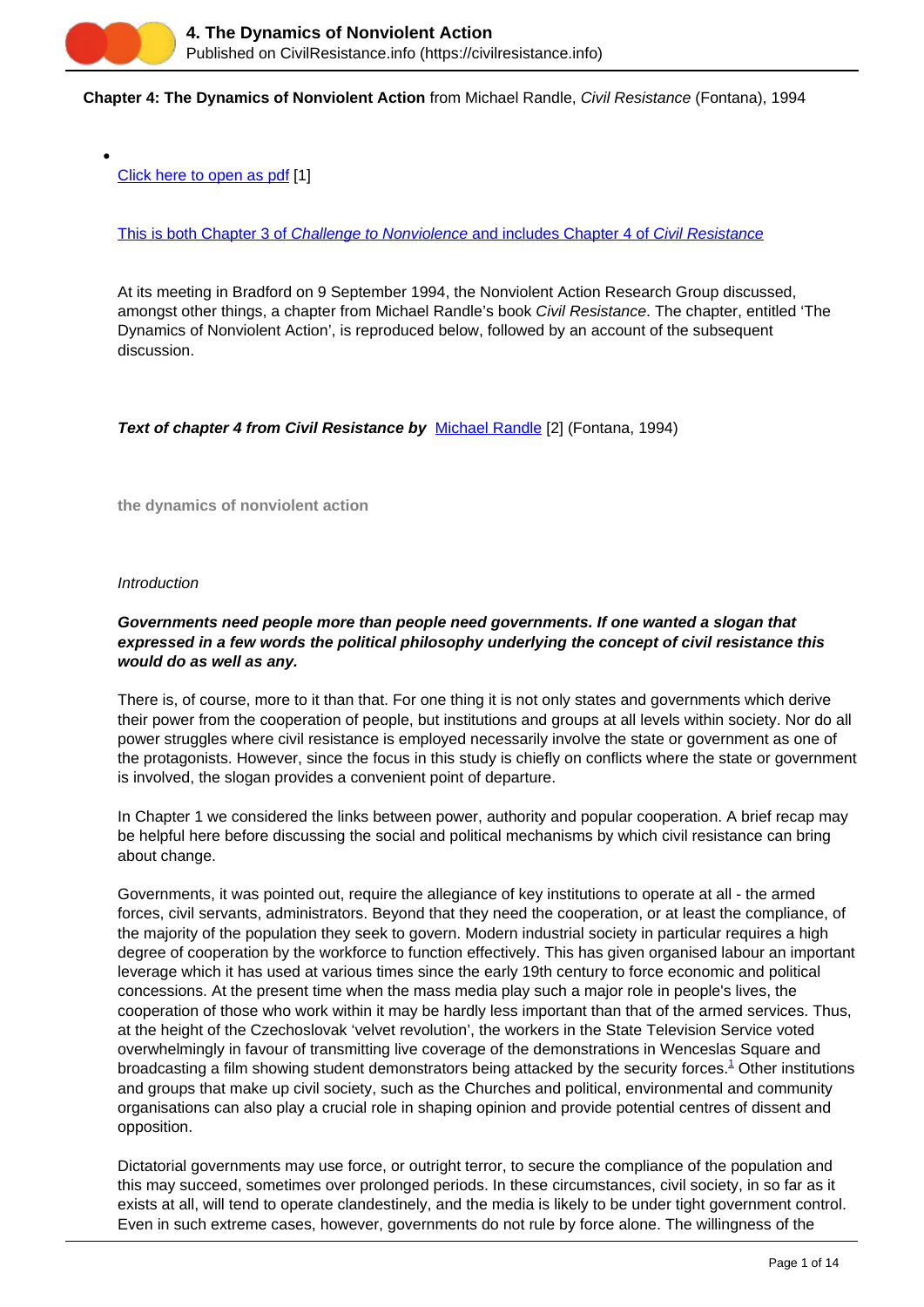**Chapter 4: The Dynamics of Nonviolent Action** from Michael Randle, *Civil Resistance* (Fontana), 1994

- Click here to open as pdf [1]

This is both Chapter 3 of *Challenge to Nonviolence* and includes Chapter 4 of *Civil Resistance*

At its meeting in Bradford on 9 September 1994, the Nonviolent Action Research Group discussed, amongst other things, a chapter from Michael Randle's book *Civil Resistance*. The chapter, entitled 'The Dynamics of Nonviolent Action', is reproduced below, followed by an account of the subsequent discussion.

***Text of chapter 4 from Civil Resistance by*** Michael Randle [2] (Fontana, 1994)

**the dynamics of nonviolent action**

*Introduction*

***Governments need people more than people need governments. If one wanted a slogan that expressed in a few words the political philosophy underlying the concept of civil resistance this would do as well as any.***

There is, of course, more to it than that. For one thing it is not only states and governments which derive their power from the cooperation of people, but institutions and groups at all levels within society. Nor do all power struggles where civil resistance is employed necessarily involve the state or government as one of the protagonists. However, since the focus in this study is chiefly on conflicts where the state or government is involved, the slogan provides a convenient point of departure.

In Chapter 1 we considered the links between power, authority and popular cooperation. A brief recap may be helpful here before discussing the social and political mechanisms by which civil resistance can bring about change.

Governments, it was pointed out, require the allegiance of key institutions to operate at all - the armed forces, civil servants, administrators. Beyond that they need the cooperation, or at least the compliance, of the majority of the population they seek to govern. Modern industrial society in particular requires a high degree of cooperation by the workforce to function effectively. This has given organised labour an important leverage which it has used at various times since the early 19th century to force economic and political concessions. At the present time when the mass media play such a major role in people's lives, the cooperation of those who work within it may be hardly less important than that of the armed services. Thus, at the height of the Czechoslovak 'velvet revolution', the workers in the State Television Service voted overwhelmingly in favour of transmitting live coverage of the demonstrations in Wenceslas Square and broadcasting a film showing student demonstrators being attacked by the security forces.[1] Other institutions and groups that make up civil society, such as the Churches and political, environmental and community organisations can also play a crucial role in shaping opinion and provide potential centres of dissent and opposition.

Dictatorial governments may use force, or outright terror, to secure the compliance of the population and this may succeed, sometimes over prolonged periods. In these circumstances, civil society, in so far as it exists at all, will tend to operate clandestinely, and the media is likely to be under tight government control. Even in such extreme cases, however, governments do not rule by force alone. The willingness of the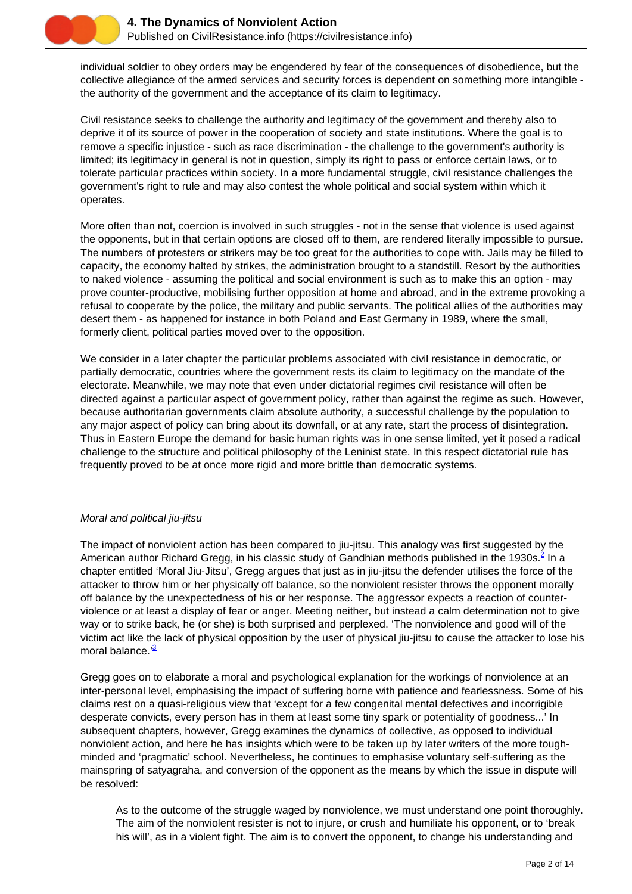individual soldier to obey orders may be engendered by fear of the consequences of disobedience, but the collective allegiance of the armed services and security forces is dependent on something more intangible - the authority of the government and the acceptance of its claim to legitimacy.

Civil resistance seeks to challenge the authority and legitimacy of the government and thereby also to deprive it of its source of power in the cooperation of society and state institutions. Where the goal is to remove a specific injustice - such as race discrimination - the challenge to the government's authority is limited; its legitimacy in general is not in question, simply its right to pass or enforce certain laws, or to tolerate particular practices within society. In a more fundamental struggle, civil resistance challenges the government's right to rule and may also contest the whole political and social system within which it operates.

More often than not, coercion is involved in such struggles - not in the sense that violence is used against the opponents, but in that certain options are closed off to them, are rendered literally impossible to pursue. The numbers of protesters or strikers may be too great for the authorities to cope with. Jails may be filled to capacity, the economy halted by strikes, the administration brought to a standstill. Resort by the authorities to naked violence - assuming the political and social environment is such as to make this an option - may prove counter-productive, mobilising further opposition at home and abroad, and in the extreme provoking a refusal to cooperate by the police, the military and public servants. The political allies of the authorities may desert them - as happened for instance in both Poland and East Germany in 1989, where the small, formerly client, political parties moved over to the opposition.

We consider in a later chapter the particular problems associated with civil resistance in democratic, or partially democratic, countries where the government rests its claim to legitimacy on the mandate of the electorate. Meanwhile, we may note that even under dictatorial regimes civil resistance will often be directed against a particular aspect of government policy, rather than against the regime as such. However, because authoritarian governments claim absolute authority, a successful challenge by the population to any major aspect of policy can bring about its downfall, or at any rate, start the process of disintegration. Thus in Eastern Europe the demand for basic human rights was in one sense limited, yet it posed a radical challenge to the structure and political philosophy of the Leninist state. In this respect dictatorial rule has frequently proved to be at once more rigid and more brittle than democratic systems.

*Moral and political jiu-jitsu*

The impact of nonviolent action has been compared to jiu-jitsu. This analogy was first suggested by the American author Richard Gregg, in his classic study of Gandhian methods published in the 1930s.[2] In a chapter entitled 'Moral Jiu-Jitsu', Gregg argues that just as in jiu-jitsu the defender utilises the force of the attacker to throw him or her physically off balance, so the nonviolent resister throws the opponent morally off balance by the unexpectedness of his or her response. The aggressor expects a reaction of counter-violence or at least a display of fear or anger. Meeting neither, but instead a calm determination not to give way or to strike back, he (or she) is both surprised and perplexed. 'The nonviolence and good will of the victim act like the lack of physical opposition by the user of physical jiu-jitsu to cause the attacker to lose his moral balance.'[3]

Gregg goes on to elaborate a moral and psychological explanation for the workings of nonviolence at an inter-personal level, emphasising the impact of suffering borne with patience and fearlessness. Some of his claims rest on a quasi-religious view that 'except for a few congenital mental defectives and incorrigible desperate convicts, every person has in them at least some tiny spark or potentiality of goodness...' In subsequent chapters, however, Gregg examines the dynamics of collective, as opposed to individual nonviolent action, and here he has insights which were to be taken up by later writers of the more tough-minded and 'pragmatic' school. Nevertheless, he continues to emphasise voluntary self-suffering as the mainspring of satyagraha, and conversion of the opponent as the means by which the issue in dispute will be resolved:

> As to the outcome of the struggle waged by nonviolence, we must understand one point thoroughly. The aim of the nonviolent resister is not to injure, or crush and humiliate his opponent, or to 'break his will', as in a violent fight. The aim is to convert the opponent, to change his understanding and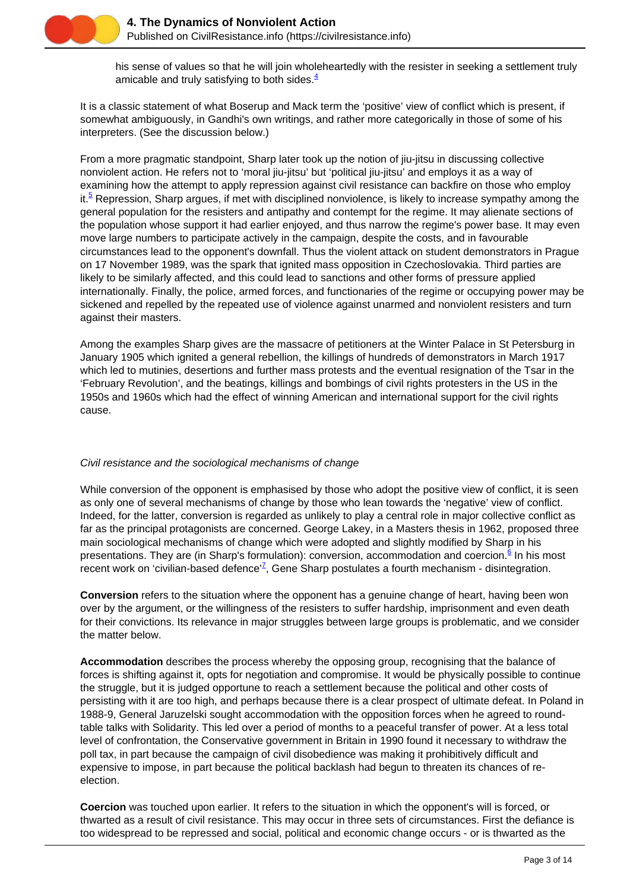his sense of values so that he will join wholeheartedly with the resister in seeking a settlement truly amicable and truly satisfying to both sides.[4]

It is a classic statement of what Boserup and Mack term the 'positive' view of conflict which is present, if somewhat ambiguously, in Gandhi's own writings, and rather more categorically in those of some of his interpreters. (See the discussion below.)

From a more pragmatic standpoint, Sharp later took up the notion of jiu-jitsu in discussing collective nonviolent action. He refers not to 'moral jiu-jitsu' but 'political jiu-jitsu' and employs it as a way of examining how the attempt to apply repression against civil resistance can backfire on those who employ it.[5] Repression, Sharp argues, if met with disciplined nonviolence, is likely to increase sympathy among the general population for the resisters and antipathy and contempt for the regime. It may alienate sections of the population whose support it had earlier enjoyed, and thus narrow the regime's power base. It may even move large numbers to participate actively in the campaign, despite the costs, and in favourable circumstances lead to the opponent's downfall. Thus the violent attack on student demonstrators in Prague on 17 November 1989, was the spark that ignited mass opposition in Czechoslovakia. Third parties are likely to be similarly affected, and this could lead to sanctions and other forms of pressure applied internationally. Finally, the police, armed forces, and functionaries of the regime or occupying power may be sickened and repelled by the repeated use of violence against unarmed and nonviolent resisters and turn against their masters.

Among the examples Sharp gives are the massacre of petitioners at the Winter Palace in St Petersburg in January 1905 which ignited a general rebellion, the killings of hundreds of demonstrators in March 1917 which led to mutinies, desertions and further mass protests and the eventual resignation of the Tsar in the 'February Revolution', and the beatings, killings and bombings of civil rights protesters in the US in the 1950s and 1960s which had the effect of winning American and international support for the civil rights cause.

*Civil resistance and the sociological mechanisms of change*

While conversion of the opponent is emphasised by those who adopt the positive view of conflict, it is seen as only one of several mechanisms of change by those who lean towards the 'negative' view of conflict. Indeed, for the latter, conversion is regarded as unlikely to play a central role in major collective conflict as far as the principal protagonists are concerned. George Lakey, in a Masters thesis in 1962, proposed three main sociological mechanisms of change which were adopted and slightly modified by Sharp in his presentations. They are (in Sharp's formulation): conversion, accommodation and coercion.[6] In his most recent work on 'civilian-based defence'[7], Gene Sharp postulates a fourth mechanism - disintegration.

**Conversion** refers to the situation where the opponent has a genuine change of heart, having been won over by the argument, or the willingness of the resisters to suffer hardship, imprisonment and even death for their convictions. Its relevance in major struggles between large groups is problematic, and we consider the matter below.

**Accommodation** describes the process whereby the opposing group, recognising that the balance of forces is shifting against it, opts for negotiation and compromise. It would be physically possible to continue the struggle, but it is judged opportune to reach a settlement because the political and other costs of persisting with it are too high, and perhaps because there is a clear prospect of ultimate defeat. In Poland in 1988-9, General Jaruzelski sought accommodation with the opposition forces when he agreed to round-table talks with Solidarity. This led over a period of months to a peaceful transfer of power. At a less total level of confrontation, the Conservative government in Britain in 1990 found it necessary to withdraw the poll tax, in part because the campaign of civil disobedience was making it prohibitively difficult and expensive to impose, in part because the political backlash had begun to threaten its chances of re-election.

**Coercion** was touched upon earlier. It refers to the situation in which the opponent's will is forced, or thwarted as a result of civil resistance. This may occur in three sets of circumstances. First the defiance is too widespread to be repressed and social, political and economic change occurs - or is thwarted as the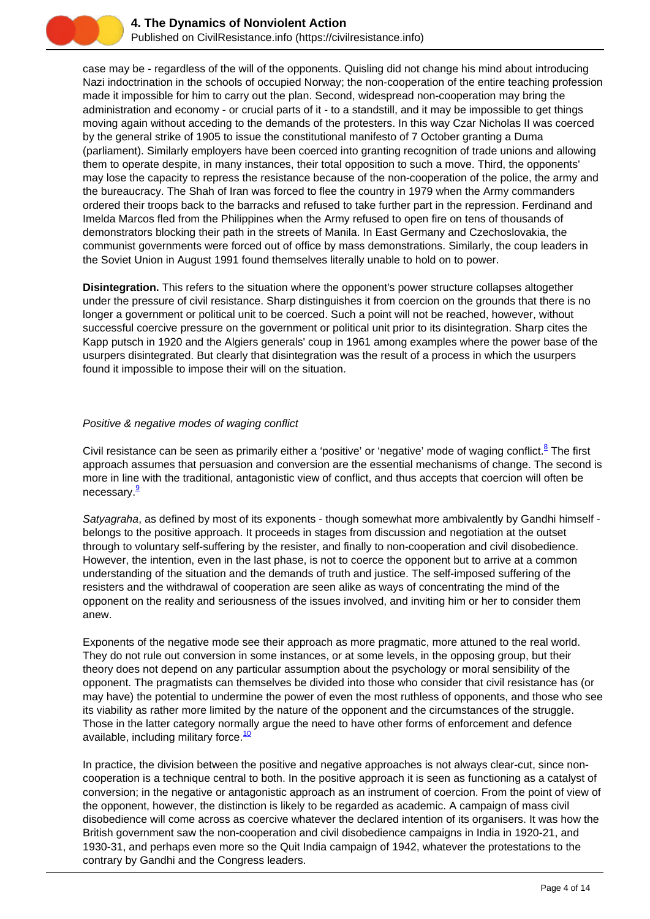case may be - regardless of the will of the opponents. Quisling did not change his mind about introducing Nazi indoctrination in the schools of occupied Norway; the non-cooperation of the entire teaching profession made it impossible for him to carry out the plan. Second, widespread non-cooperation may bring the administration and economy - or crucial parts of it - to a standstill, and it may be impossible to get things moving again without acceding to the demands of the protesters. In this way Czar Nicholas II was coerced by the general strike of 1905 to issue the constitutional manifesto of 7 October granting a Duma (parliament). Similarly employers have been coerced into granting recognition of trade unions and allowing them to operate despite, in many instances, their total opposition to such a move. Third, the opponents' may lose the capacity to repress the resistance because of the non-cooperation of the police, the army and the bureaucracy. The Shah of Iran was forced to flee the country in 1979 when the Army commanders ordered their troops back to the barracks and refused to take further part in the repression. Ferdinand and Imelda Marcos fled from the Philippines when the Army refused to open fire on tens of thousands of demonstrators blocking their path in the streets of Manila. In East Germany and Czechoslovakia, the communist governments were forced out of office by mass demonstrations. Similarly, the coup leaders in the Soviet Union in August 1991 found themselves literally unable to hold on to power.

**Disintegration.** This refers to the situation where the opponent's power structure collapses altogether under the pressure of civil resistance. Sharp distinguishes it from coercion on the grounds that there is no longer a government or political unit to be coerced. Such a point will not be reached, however, without successful coercive pressure on the government or political unit prior to its disintegration. Sharp cites the Kapp putsch in 1920 and the Algiers generals' coup in 1961 among examples where the power base of the usurpers disintegrated. But clearly that disintegration was the result of a process in which the usurpers found it impossible to impose their will on the situation.

*Positive & negative modes of waging conflict*

Civil resistance can be seen as primarily either a 'positive' or 'negative' mode of waging conflict.[8] The first approach assumes that persuasion and conversion are the essential mechanisms of change. The second is more in line with the traditional, antagonistic view of conflict, and thus accepts that coercion will often be necessary.[9]

*Satyagraha*, as defined by most of its exponents - though somewhat more ambivalently by Gandhi himself - belongs to the positive approach. It proceeds in stages from discussion and negotiation at the outset through to voluntary self-suffering by the resister, and finally to non-cooperation and civil disobedience. However, the intention, even in the last phase, is not to coerce the opponent but to arrive at a common understanding of the situation and the demands of truth and justice. The self-imposed suffering of the resisters and the withdrawal of cooperation are seen alike as ways of concentrating the mind of the opponent on the reality and seriousness of the issues involved, and inviting him or her to consider them anew.

Exponents of the negative mode see their approach as more pragmatic, more attuned to the real world. They do not rule out conversion in some instances, or at some levels, in the opposing group, but their theory does not depend on any particular assumption about the psychology or moral sensibility of the opponent. The pragmatists can themselves be divided into those who consider that civil resistance has (or may have) the potential to undermine the power of even the most ruthless of opponents, and those who see its viability as rather more limited by the nature of the opponent and the circumstances of the struggle. Those in the latter category normally argue the need to have other forms of enforcement and defence available, including military force.[10]

In practice, the division between the positive and negative approaches is not always clear-cut, since non-cooperation is a technique central to both. In the positive approach it is seen as functioning as a catalyst of conversion; in the negative or antagonistic approach as an instrument of coercion. From the point of view of the opponent, however, the distinction is likely to be regarded as academic. A campaign of mass civil disobedience will come across as coercive whatever the declared intention of its organisers. It was how the British government saw the non-cooperation and civil disobedience campaigns in India in 1920-21, and 1930-31, and perhaps even more so the Quit India campaign of 1942, whatever the protestations to the contrary by Gandhi and the Congress leaders.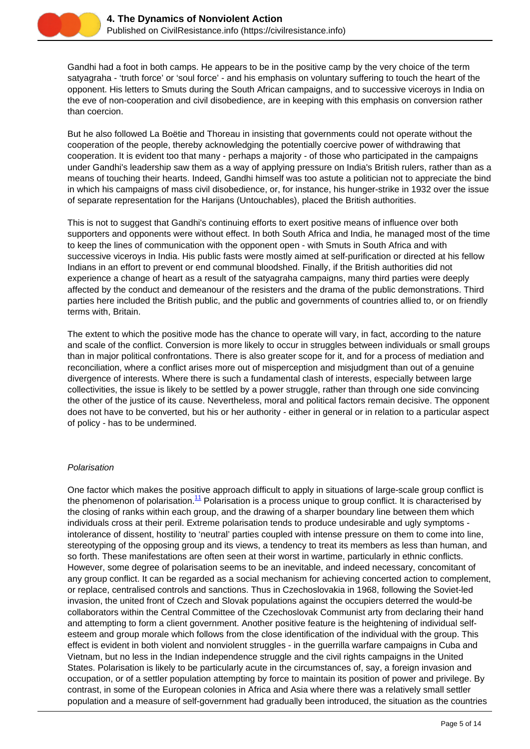Gandhi had a foot in both camps. He appears to be in the positive camp by the very choice of the term satyagraha - 'truth force' or 'soul force' - and his emphasis on voluntary suffering to touch the heart of the opponent. His letters to Smuts during the South African campaigns, and to successive viceroys in India on the eve of non-cooperation and civil disobedience, are in keeping with this emphasis on conversion rather than coercion.

But he also followed La Boëtie and Thoreau in insisting that governments could not operate without the cooperation of the people, thereby acknowledging the potentially coercive power of withdrawing that cooperation. It is evident too that many - perhaps a majority - of those who participated in the campaigns under Gandhi's leadership saw them as a way of applying pressure on India's British rulers, rather than as a means of touching their hearts. Indeed, Gandhi himself was too astute a politician not to appreciate the bind in which his campaigns of mass civil disobedience, or, for instance, his hunger-strike in 1932 over the issue of separate representation for the Harijans (Untouchables), placed the British authorities.

This is not to suggest that Gandhi's continuing efforts to exert positive means of influence over both supporters and opponents were without effect. In both South Africa and India, he managed most of the time to keep the lines of communication with the opponent open - with Smuts in South Africa and with successive viceroys in India. His public fasts were mostly aimed at self-purification or directed at his fellow Indians in an effort to prevent or end communal bloodshed. Finally, if the British authorities did not experience a change of heart as a result of the satyagraha campaigns, many third parties were deeply affected by the conduct and demeanour of the resisters and the drama of the public demonstrations. Third parties here included the British public, and the public and governments of countries allied to, or on friendly terms with, Britain.

The extent to which the positive mode has the chance to operate will vary, in fact, according to the nature and scale of the conflict. Conversion is more likely to occur in struggles between individuals or small groups than in major political confrontations. There is also greater scope for it, and for a process of mediation and reconciliation, where a conflict arises more out of misperception and misjudgment than out of a genuine divergence of interests. Where there is such a fundamental clash of interests, especially between large collectivities, the issue is likely to be settled by a power struggle, rather than through one side convincing the other of the justice of its cause. Nevertheless, moral and political factors remain decisive. The opponent does not have to be converted, but his or her authority - either in general or in relation to a particular aspect of policy - has to be undermined.

*Polarisation*

One factor which makes the positive approach difficult to apply in situations of large-scale group conflict is the phenomenon of polarisation.[11] Polarisation is a process unique to group conflict. It is characterised by the closing of ranks within each group, and the drawing of a sharper boundary line between them which individuals cross at their peril. Extreme polarisation tends to produce undesirable and ugly symptoms - intolerance of dissent, hostility to 'neutral' parties coupled with intense pressure on them to come into line, stereotyping of the opposing group and its views, a tendency to treat its members as less than human, and so forth. These manifestations are often seen at their worst in wartime, particularly in ethnic conflicts. However, some degree of polarisation seems to be an inevitable, and indeed necessary, concomitant of any group conflict. It can be regarded as a social mechanism for achieving concerted action to complement, or replace, centralised controls and sanctions. Thus in Czechoslovakia in 1968, following the Soviet-led invasion, the united front of Czech and Slovak populations against the occupiers deterred the would-be collaborators within the Central Committee of the Czechoslovak Communist arty from declaring their hand and attempting to form a client government. Another positive feature is the heightening of individual self-esteem and group morale which follows from the close identification of the individual with the group. This effect is evident in both violent and nonviolent struggles - in the guerrilla warfare campaigns in Cuba and Vietnam, but no less in the Indian independence struggle and the civil rights campaigns in the United States. Polarisation is likely to be particularly acute in the circumstances of, say, a foreign invasion and occupation, or of a settler population attempting by force to maintain its position of power and privilege. By contrast, in some of the European colonies in Africa and Asia where there was a relatively small settler population and a measure of self-government had gradually been introduced, the situation as the countries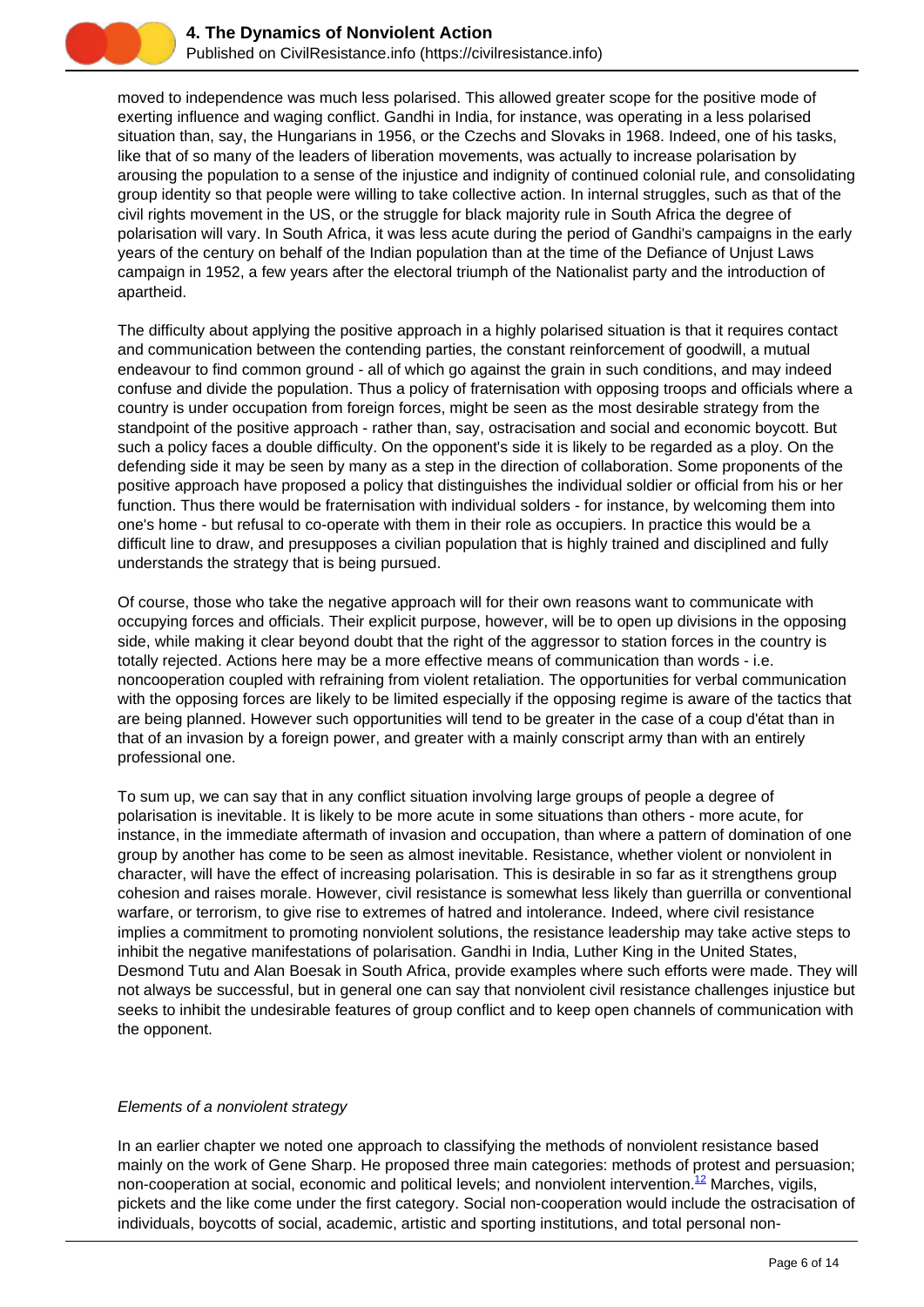moved to independence was much less polarised. This allowed greater scope for the positive mode of exerting influence and waging conflict. Gandhi in India, for instance, was operating in a less polarised situation than, say, the Hungarians in 1956, or the Czechs and Slovaks in 1968. Indeed, one of his tasks, like that of so many of the leaders of liberation movements, was actually to increase polarisation by arousing the population to a sense of the injustice and indignity of continued colonial rule, and consolidating group identity so that people were willing to take collective action. In internal struggles, such as that of the civil rights movement in the US, or the struggle for black majority rule in South Africa the degree of polarisation will vary. In South Africa, it was less acute during the period of Gandhi's campaigns in the early years of the century on behalf of the Indian population than at the time of the Defiance of Unjust Laws campaign in 1952, a few years after the electoral triumph of the Nationalist party and the introduction of apartheid.

The difficulty about applying the positive approach in a highly polarised situation is that it requires contact and communication between the contending parties, the constant reinforcement of goodwill, a mutual endeavour to find common ground - all of which go against the grain in such conditions, and may indeed confuse and divide the population. Thus a policy of fraternisation with opposing troops and officials where a country is under occupation from foreign forces, might be seen as the most desirable strategy from the standpoint of the positive approach - rather than, say, ostracisation and social and economic boycott. But such a policy faces a double difficulty. On the opponent's side it is likely to be regarded as a ploy. On the defending side it may be seen by many as a step in the direction of collaboration. Some proponents of the positive approach have proposed a policy that distinguishes the individual soldier or official from his or her function. Thus there would be fraternisation with individual solders - for instance, by welcoming them into one's home - but refusal to co-operate with them in their role as occupiers. In practice this would be a difficult line to draw, and presupposes a civilian population that is highly trained and disciplined and fully understands the strategy that is being pursued.

Of course, those who take the negative approach will for their own reasons want to communicate with occupying forces and officials. Their explicit purpose, however, will be to open up divisions in the opposing side, while making it clear beyond doubt that the right of the aggressor to station forces in the country is totally rejected. Actions here may be a more effective means of communication than words - i.e. noncooperation coupled with refraining from violent retaliation. The opportunities for verbal communication with the opposing forces are likely to be limited especially if the opposing regime is aware of the tactics that are being planned. However such opportunities will tend to be greater in the case of a coup d'état than in that of an invasion by a foreign power, and greater with a mainly conscript army than with an entirely professional one.

To sum up, we can say that in any conflict situation involving large groups of people a degree of polarisation is inevitable. It is likely to be more acute in some situations than others - more acute, for instance, in the immediate aftermath of invasion and occupation, than where a pattern of domination of one group by another has come to be seen as almost inevitable. Resistance, whether violent or nonviolent in character, will have the effect of increasing polarisation. This is desirable in so far as it strengthens group cohesion and raises morale. However, civil resistance is somewhat less likely than guerrilla or conventional warfare, or terrorism, to give rise to extremes of hatred and intolerance. Indeed, where civil resistance implies a commitment to promoting nonviolent solutions, the resistance leadership may take active steps to inhibit the negative manifestations of polarisation. Gandhi in India, Luther King in the United States, Desmond Tutu and Alan Boesak in South Africa, provide examples where such efforts were made. They will not always be successful, but in general one can say that nonviolent civil resistance challenges injustice but seeks to inhibit the undesirable features of group conflict and to keep open channels of communication with the opponent.

*Elements of a nonviolent strategy*

In an earlier chapter we noted one approach to classifying the methods of nonviolent resistance based mainly on the work of Gene Sharp. He proposed three main categories: methods of protest and persuasion; non-cooperation at social, economic and political levels; and nonviolent intervention.[12] Marches, vigils, pickets and the like come under the first category. Social non-cooperation would include the ostracisation of individuals, boycotts of social, academic, artistic and sporting institutions, and total personal non-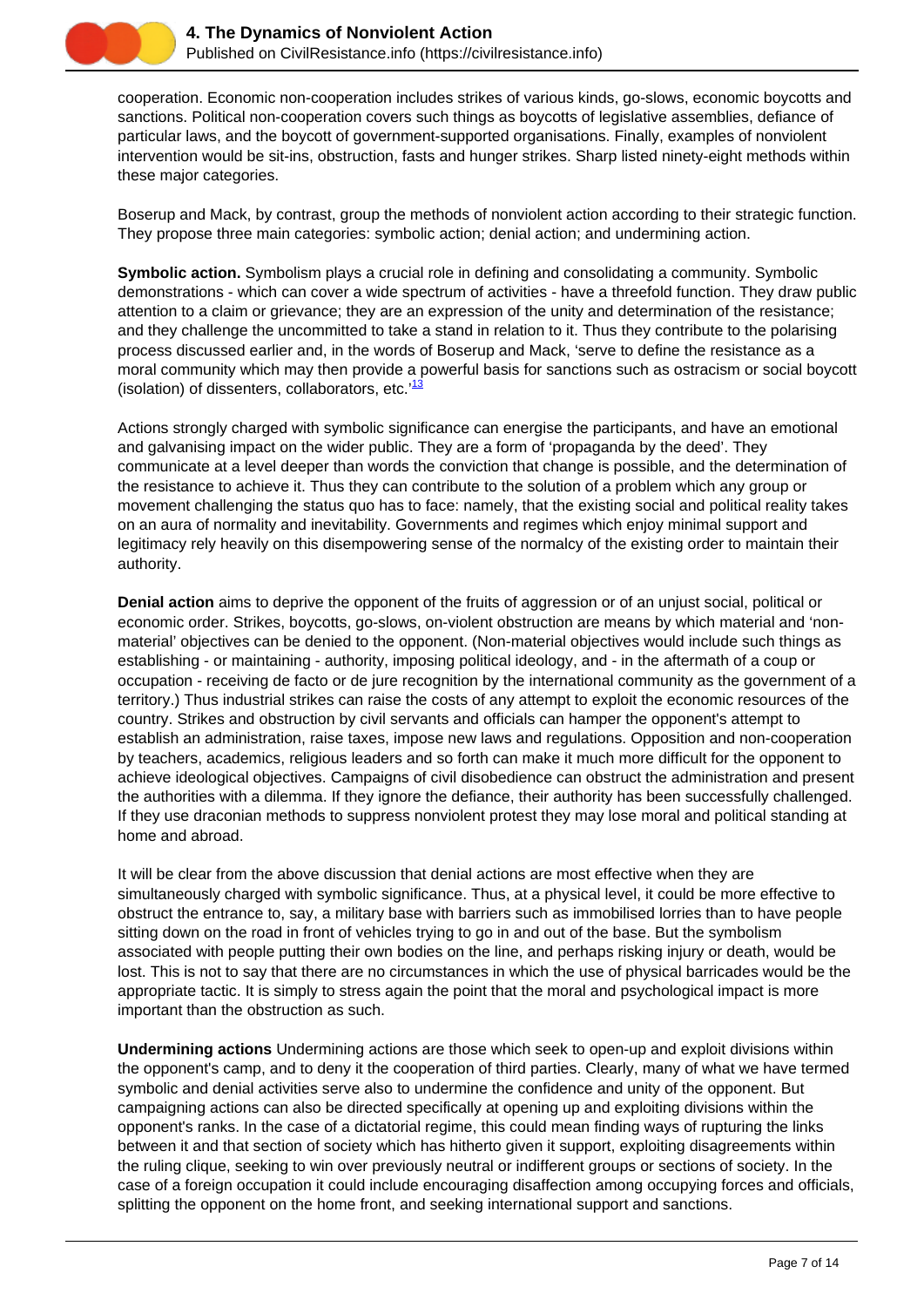cooperation. Economic non-cooperation includes strikes of various kinds, go-slows, economic boycotts and sanctions. Political non-cooperation covers such things as boycotts of legislative assemblies, defiance of particular laws, and the boycott of government-supported organisations. Finally, examples of nonviolent intervention would be sit-ins, obstruction, fasts and hunger strikes. Sharp listed ninety-eight methods within these major categories.

Boserup and Mack, by contrast, group the methods of nonviolent action according to their strategic function. They propose three main categories: symbolic action; denial action; and undermining action.

**Symbolic action.** Symbolism plays a crucial role in defining and consolidating a community. Symbolic demonstrations - which can cover a wide spectrum of activities - have a threefold function. They draw public attention to a claim or grievance; they are an expression of the unity and determination of the resistance; and they challenge the uncommitted to take a stand in relation to it. Thus they contribute to the polarising process discussed earlier and, in the words of Boserup and Mack, 'serve to define the resistance as a moral community which may then provide a powerful basis for sanctions such as ostracism or social boycott (isolation) of dissenters, collaborators, etc.'[13]

Actions strongly charged with symbolic significance can energise the participants, and have an emotional and galvanising impact on the wider public. They are a form of 'propaganda by the deed'. They communicate at a level deeper than words the conviction that change is possible, and the determination of the resistance to achieve it. Thus they can contribute to the solution of a problem which any group or movement challenging the status quo has to face: namely, that the existing social and political reality takes on an aura of normality and inevitability. Governments and regimes which enjoy minimal support and legitimacy rely heavily on this disempowering sense of the normalcy of the existing order to maintain their authority.

**Denial action** aims to deprive the opponent of the fruits of aggression or of an unjust social, political or economic order. Strikes, boycotts, go-slows, on-violent obstruction are means by which material and 'non-material' objectives can be denied to the opponent. (Non-material objectives would include such things as establishing - or maintaining - authority, imposing political ideology, and - in the aftermath of a coup or occupation - receiving de facto or de jure recognition by the international community as the government of a territory.) Thus industrial strikes can raise the costs of any attempt to exploit the economic resources of the country. Strikes and obstruction by civil servants and officials can hamper the opponent's attempt to establish an administration, raise taxes, impose new laws and regulations. Opposition and non-cooperation by teachers, academics, religious leaders and so forth can make it much more difficult for the opponent to achieve ideological objectives. Campaigns of civil disobedience can obstruct the administration and present the authorities with a dilemma. If they ignore the defiance, their authority has been successfully challenged. If they use draconian methods to suppress nonviolent protest they may lose moral and political standing at home and abroad.

It will be clear from the above discussion that denial actions are most effective when they are simultaneously charged with symbolic significance. Thus, at a physical level, it could be more effective to obstruct the entrance to, say, a military base with barriers such as immobilised lorries than to have people sitting down on the road in front of vehicles trying to go in and out of the base. But the symbolism associated with people putting their own bodies on the line, and perhaps risking injury or death, would be lost. This is not to say that there are no circumstances in which the use of physical barricades would be the appropriate tactic. It is simply to stress again the point that the moral and psychological impact is more important than the obstruction as such.

**Undermining actions** Undermining actions are those which seek to open-up and exploit divisions within the opponent's camp, and to deny it the cooperation of third parties. Clearly, many of what we have termed symbolic and denial activities serve also to undermine the confidence and unity of the opponent. But campaigning actions can also be directed specifically at opening up and exploiting divisions within the opponent's ranks. In the case of a dictatorial regime, this could mean finding ways of rupturing the links between it and that section of society which has hitherto given it support, exploiting disagreements within the ruling clique, seeking to win over previously neutral or indifferent groups or sections of society. In the case of a foreign occupation it could include encouraging disaffection among occupying forces and officials, splitting the opponent on the home front, and seeking international support and sanctions.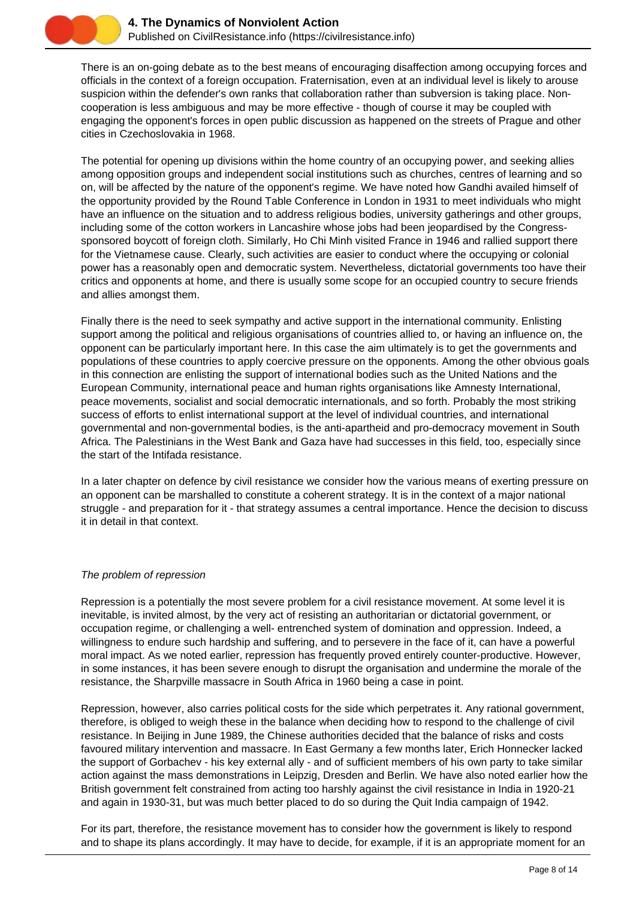There is an on-going debate as to the best means of encouraging disaffection among occupying forces and officials in the context of a foreign occupation. Fraternisation, even at an individual level is likely to arouse suspicion within the defender's own ranks that collaboration rather than subversion is taking place. Non-cooperation is less ambiguous and may be more effective - though of course it may be coupled with engaging the opponent's forces in open public discussion as happened on the streets of Prague and other cities in Czechoslovakia in 1968.

The potential for opening up divisions within the home country of an occupying power, and seeking allies among opposition groups and independent social institutions such as churches, centres of learning and so on, will be affected by the nature of the opponent's regime. We have noted how Gandhi availed himself of the opportunity provided by the Round Table Conference in London in 1931 to meet individuals who might have an influence on the situation and to address religious bodies, university gatherings and other groups, including some of the cotton workers in Lancashire whose jobs had been jeopardised by the Congress-sponsored boycott of foreign cloth. Similarly, Ho Chi Minh visited France in 1946 and rallied support there for the Vietnamese cause. Clearly, such activities are easier to conduct where the occupying or colonial power has a reasonably open and democratic system. Nevertheless, dictatorial governments too have their critics and opponents at home, and there is usually some scope for an occupied country to secure friends and allies amongst them.

Finally there is the need to seek sympathy and active support in the international community. Enlisting support among the political and religious organisations of countries allied to, or having an influence on, the opponent can be particularly important here. In this case the aim ultimately is to get the governments and populations of these countries to apply coercive pressure on the opponents. Among the other obvious goals in this connection are enlisting the support of international bodies such as the United Nations and the European Community, international peace and human rights organisations like Amnesty International, peace movements, socialist and social democratic internationals, and so forth. Probably the most striking success of efforts to enlist international support at the level of individual countries, and international governmental and non-governmental bodies, is the anti-apartheid and pro-democracy movement in South Africa. The Palestinians in the West Bank and Gaza have had successes in this field, too, especially since the start of the Intifada resistance.

In a later chapter on defence by civil resistance we consider how the various means of exerting pressure on an opponent can be marshalled to constitute a coherent strategy. It is in the context of a major national struggle - and preparation for it - that strategy assumes a central importance. Hence the decision to discuss it in detail in that context.

*The problem of repression*

Repression is a potentially the most severe problem for a civil resistance movement. At some level it is inevitable, is invited almost, by the very act of resisting an authoritarian or dictatorial government, or occupation regime, or challenging a well- entrenched system of domination and oppression. Indeed, a willingness to endure such hardship and suffering, and to persevere in the face of it, can have a powerful moral impact. As we noted earlier, repression has frequently proved entirely counter-productive. However, in some instances, it has been severe enough to disrupt the organisation and undermine the morale of the resistance, the Sharpville massacre in South Africa in 1960 being a case in point.

Repression, however, also carries political costs for the side which perpetrates it. Any rational government, therefore, is obliged to weigh these in the balance when deciding how to respond to the challenge of civil resistance. In Beijing in June 1989, the Chinese authorities decided that the balance of risks and costs favoured military intervention and massacre. In East Germany a few months later, Erich Honnecker lacked the support of Gorbachev - his key external ally - and of sufficient members of his own party to take similar action against the mass demonstrations in Leipzig, Dresden and Berlin. We have also noted earlier how the British government felt constrained from acting too harshly against the civil resistance in India in 1920-21 and again in 1930-31, but was much better placed to do so during the Quit India campaign of 1942.

For its part, therefore, the resistance movement has to consider how the government is likely to respond and to shape its plans accordingly. It may have to decide, for example, if it is an appropriate moment for an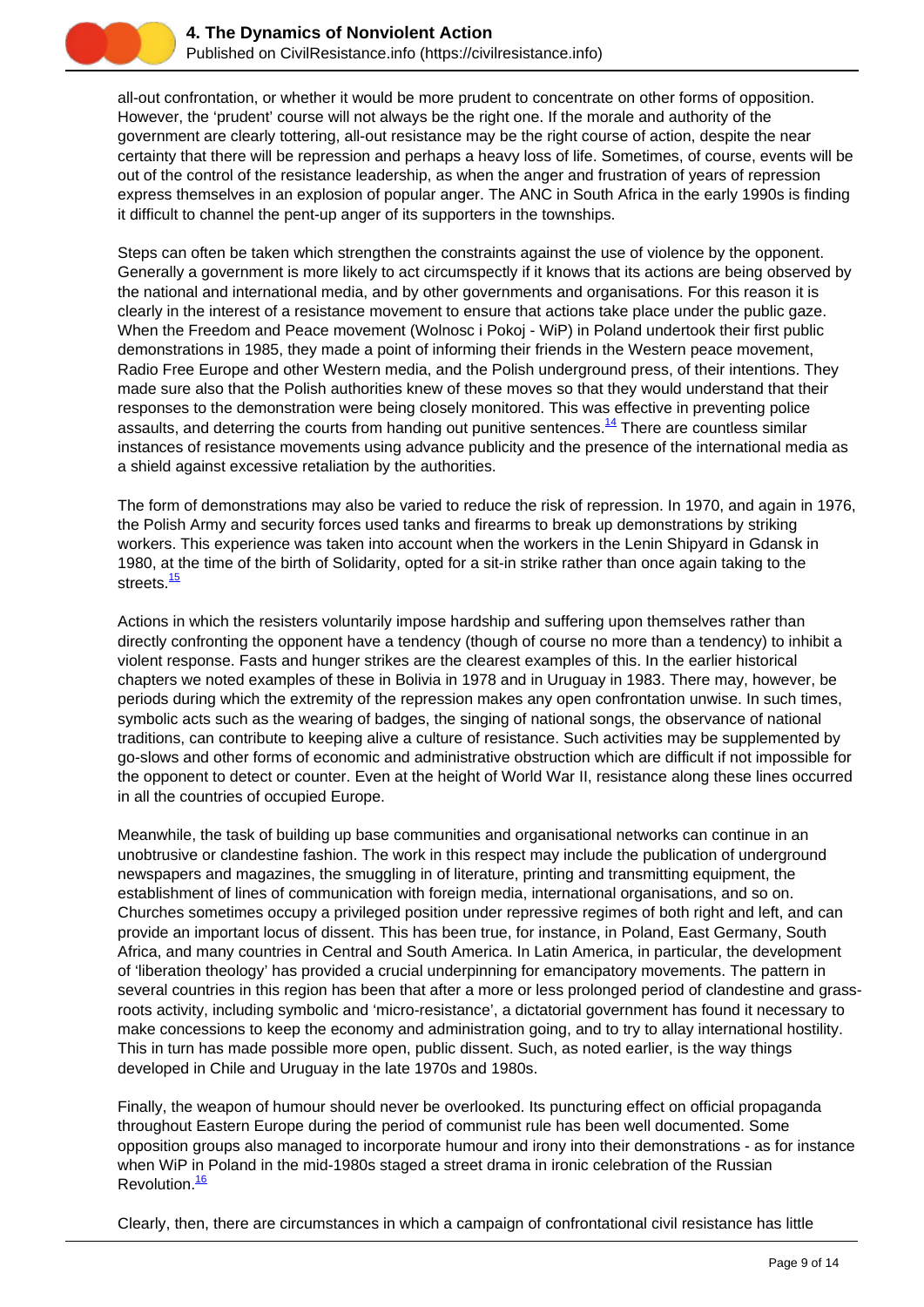all-out confrontation, or whether it would be more prudent to concentrate on other forms of opposition. However, the 'prudent' course will not always be the right one. If the morale and authority of the government are clearly tottering, all-out resistance may be the right course of action, despite the near certainty that there will be repression and perhaps a heavy loss of life. Sometimes, of course, events will be out of the control of the resistance leadership, as when the anger and frustration of years of repression express themselves in an explosion of popular anger. The ANC in South Africa in the early 1990s is finding it difficult to channel the pent-up anger of its supporters in the townships.

Steps can often be taken which strengthen the constraints against the use of violence by the opponent. Generally a government is more likely to act circumspectly if it knows that its actions are being observed by the national and international media, and by other governments and organisations. For this reason it is clearly in the interest of a resistance movement to ensure that actions take place under the public gaze. When the Freedom and Peace movement (Wolnosc i Pokoj - WiP) in Poland undertook their first public demonstrations in 1985, they made a point of informing their friends in the Western peace movement, Radio Free Europe and other Western media, and the Polish underground press, of their intentions. They made sure also that the Polish authorities knew of these moves so that they would understand that their responses to the demonstration were being closely monitored. This was effective in preventing police assaults, and deterring the courts from handing out punitive sentences.[14] There are countless similar instances of resistance movements using advance publicity and the presence of the international media as a shield against excessive retaliation by the authorities.

The form of demonstrations may also be varied to reduce the risk of repression. In 1970, and again in 1976, the Polish Army and security forces used tanks and firearms to break up demonstrations by striking workers. This experience was taken into account when the workers in the Lenin Shipyard in Gdansk in 1980, at the time of the birth of Solidarity, opted for a sit-in strike rather than once again taking to the streets.[15]

Actions in which the resisters voluntarily impose hardship and suffering upon themselves rather than directly confronting the opponent have a tendency (though of course no more than a tendency) to inhibit a violent response. Fasts and hunger strikes are the clearest examples of this. In the earlier historical chapters we noted examples of these in Bolivia in 1978 and in Uruguay in 1983. There may, however, be periods during which the extremity of the repression makes any open confrontation unwise. In such times, symbolic acts such as the wearing of badges, the singing of national songs, the observance of national traditions, can contribute to keeping alive a culture of resistance. Such activities may be supplemented by go-slows and other forms of economic and administrative obstruction which are difficult if not impossible for the opponent to detect or counter. Even at the height of World War II, resistance along these lines occurred in all the countries of occupied Europe.

Meanwhile, the task of building up base communities and organisational networks can continue in an unobtrusive or clandestine fashion. The work in this respect may include the publication of underground newspapers and magazines, the smuggling in of literature, printing and transmitting equipment, the establishment of lines of communication with foreign media, international organisations, and so on. Churches sometimes occupy a privileged position under repressive regimes of both right and left, and can provide an important locus of dissent. This has been true, for instance, in Poland, East Germany, South Africa, and many countries in Central and South America. In Latin America, in particular, the development of 'liberation theology' has provided a crucial underpinning for emancipatory movements. The pattern in several countries in this region has been that after a more or less prolonged period of clandestine and grass-roots activity, including symbolic and 'micro-resistance', a dictatorial government has found it necessary to make concessions to keep the economy and administration going, and to try to allay international hostility. This in turn has made possible more open, public dissent. Such, as noted earlier, is the way things developed in Chile and Uruguay in the late 1970s and 1980s.

Finally, the weapon of humour should never be overlooked. Its puncturing effect on official propaganda throughout Eastern Europe during the period of communist rule has been well documented. Some opposition groups also managed to incorporate humour and irony into their demonstrations - as for instance when WiP in Poland in the mid-1980s staged a street drama in ironic celebration of the Russian Revolution.[16]

Clearly, then, there are circumstances in which a campaign of confrontational civil resistance has little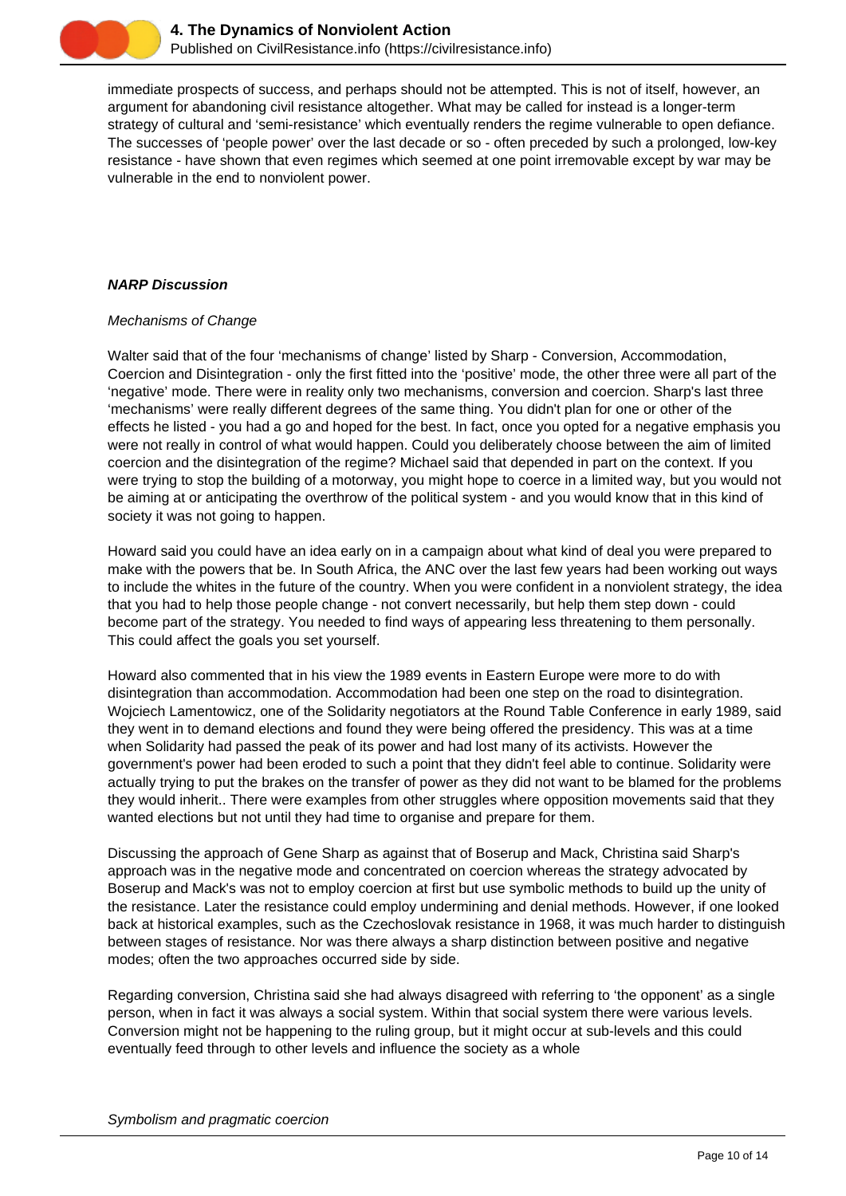immediate prospects of success, and perhaps should not be attempted. This is not of itself, however, an argument for abandoning civil resistance altogether. What may be called for instead is a longer-term strategy of cultural and 'semi-resistance' which eventually renders the regime vulnerable to open defiance. The successes of 'people power' over the last decade or so - often preceded by such a prolonged, low-key resistance - have shown that even regimes which seemed at one point irremovable except by war may be vulnerable in the end to nonviolent power.

***NARP Discussion***

*Mechanisms of Change*

Walter said that of the four 'mechanisms of change' listed by Sharp - Conversion, Accommodation, Coercion and Disintegration - only the first fitted into the 'positive' mode, the other three were all part of the 'negative' mode. There were in reality only two mechanisms, conversion and coercion. Sharp's last three 'mechanisms' were really different degrees of the same thing. You didn't plan for one or other of the effects he listed - you had a go and hoped for the best. In fact, once you opted for a negative emphasis you were not really in control of what would happen. Could you deliberately choose between the aim of limited coercion and the disintegration of the regime? Michael said that depended in part on the context. If you were trying to stop the building of a motorway, you might hope to coerce in a limited way, but you would not be aiming at or anticipating the overthrow of the political system - and you would know that in this kind of society it was not going to happen.

Howard said you could have an idea early on in a campaign about what kind of deal you were prepared to make with the powers that be. In South Africa, the ANC over the last few years had been working out ways to include the whites in the future of the country. When you were confident in a nonviolent strategy, the idea that you had to help those people change - not convert necessarily, but help them step down - could become part of the strategy. You needed to find ways of appearing less threatening to them personally. This could affect the goals you set yourself.

Howard also commented that in his view the 1989 events in Eastern Europe were more to do with disintegration than accommodation. Accommodation had been one step on the road to disintegration. Wojciech Lamentowicz, one of the Solidarity negotiators at the Round Table Conference in early 1989, said they went in to demand elections and found they were being offered the presidency. This was at a time when Solidarity had passed the peak of its power and had lost many of its activists. However the government's power had been eroded to such a point that they didn't feel able to continue. Solidarity were actually trying to put the brakes on the transfer of power as they did not want to be blamed for the problems they would inherit.. There were examples from other struggles where opposition movements said that they wanted elections but not until they had time to organise and prepare for them.

Discussing the approach of Gene Sharp as against that of Boserup and Mack, Christina said Sharp's approach was in the negative mode and concentrated on coercion whereas the strategy advocated by Boserup and Mack's was not to employ coercion at first but use symbolic methods to build up the unity of the resistance. Later the resistance could employ undermining and denial methods. However, if one looked back at historical examples, such as the Czechoslovak resistance in 1968, it was much harder to distinguish between stages of resistance. Nor was there always a sharp distinction between positive and negative modes; often the two approaches occurred side by side.

Regarding conversion, Christina said she had always disagreed with referring to 'the opponent' as a single person, when in fact it was always a social system. Within that social system there were various levels. Conversion might not be happening to the ruling group, but it might occur at sub-levels and this could eventually feed through to other levels and influence the society as a whole

*Symbolism and pragmatic coercion*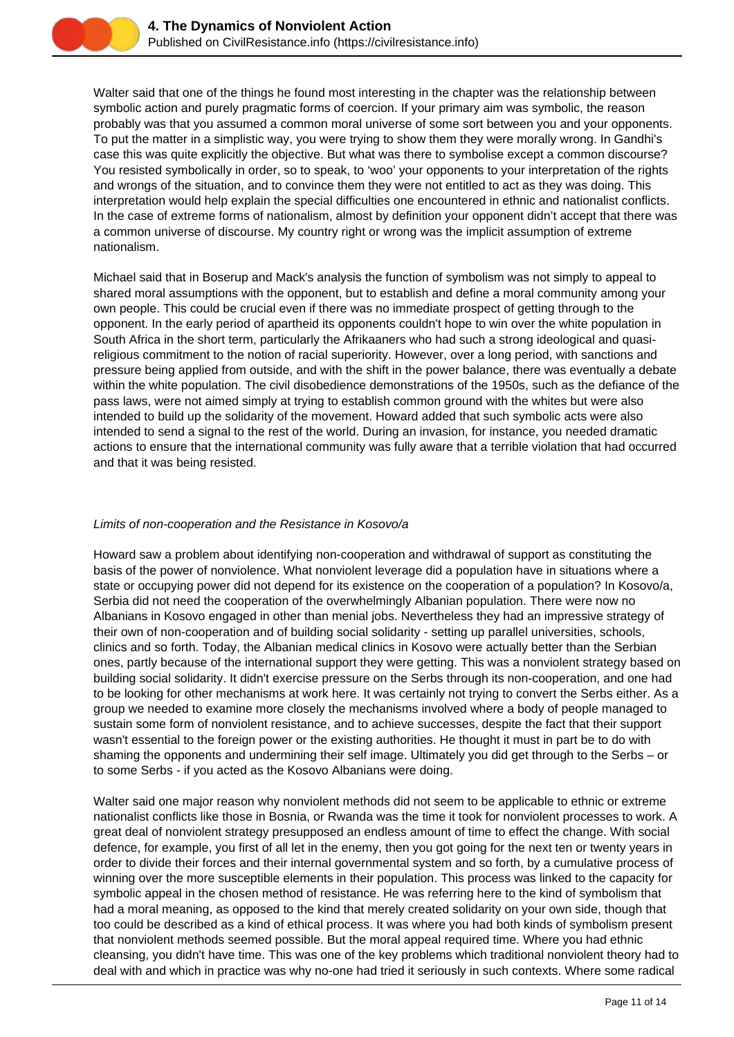Walter said that one of the things he found most interesting in the chapter was the relationship between symbolic action and purely pragmatic forms of coercion. If your primary aim was symbolic, the reason probably was that you assumed a common moral universe of some sort between you and your opponents. To put the matter in a simplistic way, you were trying to show them they were morally wrong. In Gandhi's case this was quite explicitly the objective. But what was there to symbolise except a common discourse? You resisted symbolically in order, so to speak, to 'woo' your opponents to your interpretation of the rights and wrongs of the situation, and to convince them they were not entitled to act as they was doing. This interpretation would help explain the special difficulties one encountered in ethnic and nationalist conflicts. In the case of extreme forms of nationalism, almost by definition your opponent didn't accept that there was a common universe of discourse. My country right or wrong was the implicit assumption of extreme nationalism.

Michael said that in Boserup and Mack's analysis the function of symbolism was not simply to appeal to shared moral assumptions with the opponent, but to establish and define a moral community among your own people. This could be crucial even if there was no immediate prospect of getting through to the opponent. In the early period of apartheid its opponents couldn't hope to win over the white population in South Africa in the short term, particularly the Afrikaaners who had such a strong ideological and quasi-religious commitment to the notion of racial superiority. However, over a long period, with sanctions and pressure being applied from outside, and with the shift in the power balance, there was eventually a debate within the white population. The civil disobedience demonstrations of the 1950s, such as the defiance of the pass laws, were not aimed simply at trying to establish common ground with the whites but were also intended to build up the solidarity of the movement. Howard added that such symbolic acts were also intended to send a signal to the rest of the world. During an invasion, for instance, you needed dramatic actions to ensure that the international community was fully aware that a terrible violation that had occurred and that it was being resisted.

*Limits of non-cooperation and the Resistance in Kosovo/a*

Howard saw a problem about identifying non-cooperation and withdrawal of support as constituting the basis of the power of nonviolence. What nonviolent leverage did a population have in situations where a state or occupying power did not depend for its existence on the cooperation of a population? In Kosovo/a, Serbia did not need the cooperation of the overwhelmingly Albanian population. There were now no Albanians in Kosovo engaged in other than menial jobs. Nevertheless they had an impressive strategy of their own of non-cooperation and of building social solidarity - setting up parallel universities, schools, clinics and so forth. Today, the Albanian medical clinics in Kosovo were actually better than the Serbian ones, partly because of the international support they were getting. This was a nonviolent strategy based on building social solidarity. It didn't exercise pressure on the Serbs through its non-cooperation, and one had to be looking for other mechanisms at work here. It was certainly not trying to convert the Serbs either. As a group we needed to examine more closely the mechanisms involved where a body of people managed to sustain some form of nonviolent resistance, and to achieve successes, despite the fact that their support wasn't essential to the foreign power or the existing authorities. He thought it must in part be to do with shaming the opponents and undermining their self image. Ultimately you did get through to the Serbs – or to some Serbs - if you acted as the Kosovo Albanians were doing.

Walter said one major reason why nonviolent methods did not seem to be applicable to ethnic or extreme nationalist conflicts like those in Bosnia, or Rwanda was the time it took for nonviolent processes to work. A great deal of nonviolent strategy presupposed an endless amount of time to effect the change. With social defence, for example, you first of all let in the enemy, then you got going for the next ten or twenty years in order to divide their forces and their internal governmental system and so forth, by a cumulative process of winning over the more susceptible elements in their population. This process was linked to the capacity for symbolic appeal in the chosen method of resistance. He was referring here to the kind of symbolism that had a moral meaning, as opposed to the kind that merely created solidarity on your own side, though that too could be described as a kind of ethical process. It was where you had both kinds of symbolism present that nonviolent methods seemed possible. But the moral appeal required time. Where you had ethnic cleansing, you didn't have time. This was one of the key problems which traditional nonviolent theory had to deal with and which in practice was why no-one had tried it seriously in such contexts. Where some radical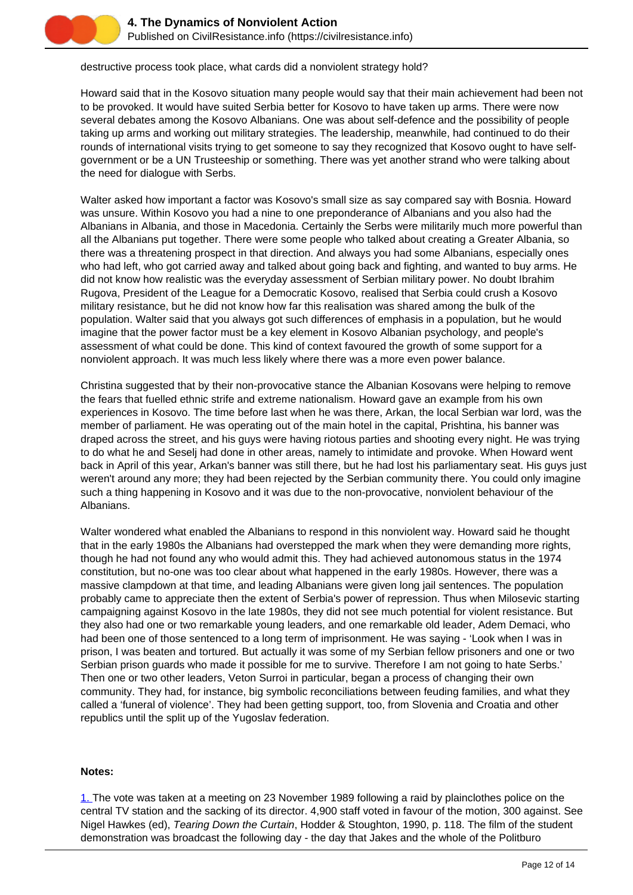destructive process took place, what cards did a nonviolent strategy hold?

Howard said that in the Kosovo situation many people would say that their main achievement had been not to be provoked. It would have suited Serbia better for Kosovo to have taken up arms. There were now several debates among the Kosovo Albanians. One was about self-defence and the possibility of people taking up arms and working out military strategies. The leadership, meanwhile, had continued to do their rounds of international visits trying to get someone to say they recognized that Kosovo ought to have self-government or be a UN Trusteeship or something. There was yet another strand who were talking about the need for dialogue with Serbs.

Walter asked how important a factor was Kosovo's small size as say compared say with Bosnia. Howard was unsure. Within Kosovo you had a nine to one preponderance of Albanians and you also had the Albanians in Albania, and those in Macedonia. Certainly the Serbs were militarily much more powerful than all the Albanians put together. There were some people who talked about creating a Greater Albania, so there was a threatening prospect in that direction. And always you had some Albanians, especially ones who had left, who got carried away and talked about going back and fighting, and wanted to buy arms. He did not know how realistic was the everyday assessment of Serbian military power. No doubt Ibrahim Rugova, President of the League for a Democratic Kosovo, realised that Serbia could crush a Kosovo military resistance, but he did not know how far this realisation was shared among the bulk of the population. Walter said that you always got such differences of emphasis in a population, but he would imagine that the power factor must be a key element in Kosovo Albanian psychology, and people's assessment of what could be done. This kind of context favoured the growth of some support for a nonviolent approach. It was much less likely where there was a more even power balance.

Christina suggested that by their non-provocative stance the Albanian Kosovans were helping to remove the fears that fuelled ethnic strife and extreme nationalism. Howard gave an example from his own experiences in Kosovo. The time before last when he was there, Arkan, the local Serbian war lord, was the member of parliament. He was operating out of the main hotel in the capital, Prishtina, his banner was draped across the street, and his guys were having riotous parties and shooting every night. He was trying to do what he and Seselj had done in other areas, namely to intimidate and provoke. When Howard went back in April of this year, Arkan's banner was still there, but he had lost his parliamentary seat. His guys just weren't around any more; they had been rejected by the Serbian community there. You could only imagine such a thing happening in Kosovo and it was due to the non-provocative, nonviolent behaviour of the Albanians.

Walter wondered what enabled the Albanians to respond in this nonviolent way. Howard said he thought that in the early 1980s the Albanians had overstepped the mark when they were demanding more rights, though he had not found any who would admit this. They had achieved autonomous status in the 1974 constitution, but no-one was too clear about what happened in the early 1980s. However, there was a massive clampdown at that time, and leading Albanians were given long jail sentences. The population probably came to appreciate then the extent of Serbia's power of repression. Thus when Milosevic starting campaigning against Kosovo in the late 1980s, they did not see much potential for violent resistance. But they also had one or two remarkable young leaders, and one remarkable old leader, Adem Demaci, who had been one of those sentenced to a long term of imprisonment. He was saying - 'Look when I was in prison, I was beaten and tortured. But actually it was some of my Serbian fellow prisoners and one or two Serbian prison guards who made it possible for me to survive. Therefore I am not going to hate Serbs.' Then one or two other leaders, Veton Surroi in particular, began a process of changing their own community. They had, for instance, big symbolic reconciliations between feuding families, and what they called a 'funeral of violence'. They had been getting support, too, from Slovenia and Croatia and other republics until the split up of the Yugoslav federation.

**Notes:**

1. The vote was taken at a meeting on 23 November 1989 following a raid by plainclothes police on the central TV station and the sacking of its director. 4,900 staff voted in favour of the motion, 300 against. See Nigel Hawkes (ed), *Tearing Down the Curtain*, Hodder & Stoughton, 1990, p. 118. The film of the student demonstration was broadcast the following day - the day that Jakes and the whole of the Politburo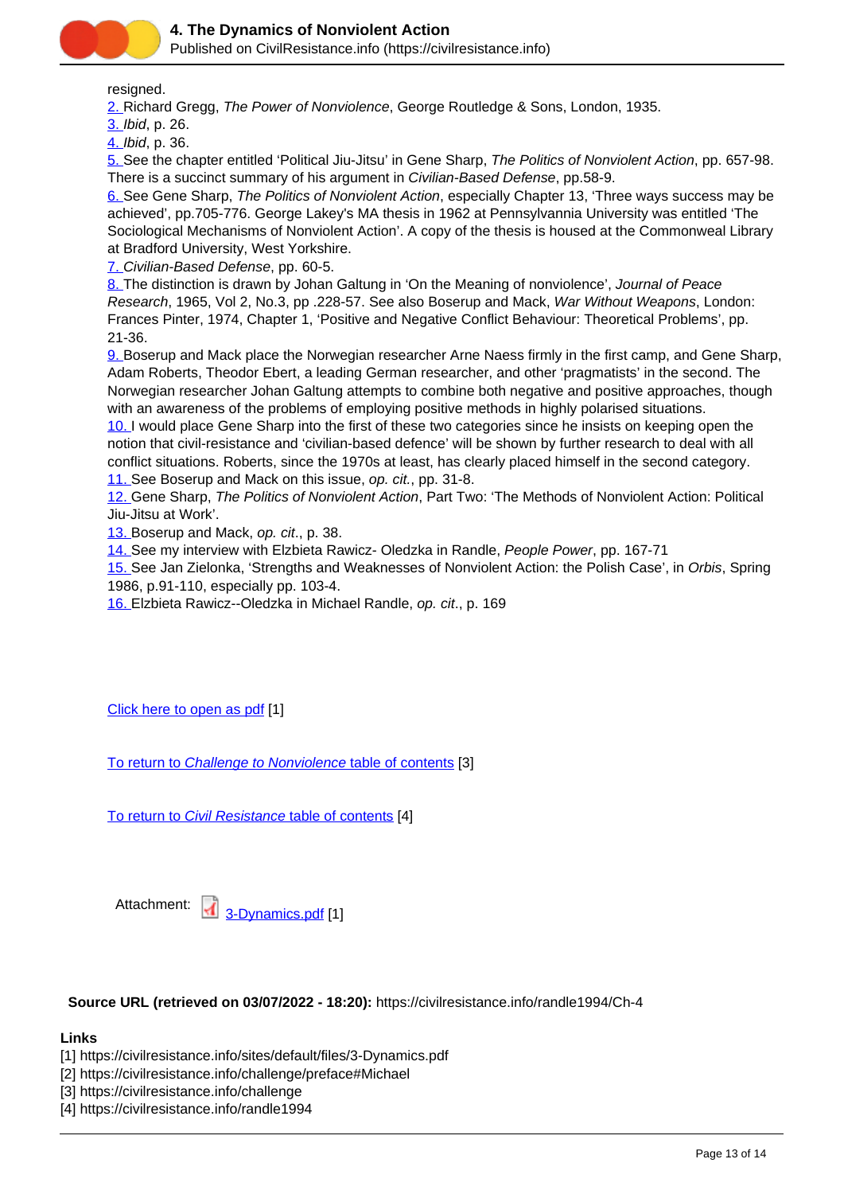resigned.

2. Richard Gregg, *The Power of Nonviolence*, George Routledge & Sons, London, 1935.
3. *Ibid*, p. 26.
4. *Ibid*, p. 36.
5. See the chapter entitled 'Political Jiu-Jitsu' in Gene Sharp, *The Politics of Nonviolent Action*, pp. 657-98. There is a succinct summary of his argument in *Civilian-Based Defense*, pp.58-9.
6. See Gene Sharp, *The Politics of Nonviolent Action*, especially Chapter 13, 'Three ways success may be achieved', pp.705-776. George Lakey's MA thesis in 1962 at Pennsylvannia University was entitled 'The Sociological Mechanisms of Nonviolent Action'. A copy of the thesis is housed at the Commonweal Library at Bradford University, West Yorkshire.
7. *Civilian-Based Defense*, pp. 60-5.
8. The distinction is drawn by Johan Galtung in 'On the Meaning of nonviolence', *Journal of Peace Research*, 1965, Vol 2, No.3, pp .228-57. See also Boserup and Mack, *War Without Weapons*, London: Frances Pinter, 1974, Chapter 1, 'Positive and Negative Conflict Behaviour: Theoretical Problems', pp. 21-36.
9. Boserup and Mack place the Norwegian researcher Arne Naess firmly in the first camp, and Gene Sharp, Adam Roberts, Theodor Ebert, a leading German researcher, and other 'pragmatists' in the second. The Norwegian researcher Johan Galtung attempts to combine both negative and positive approaches, though with an awareness of the problems of employing positive methods in highly polarised situations.
10. I would place Gene Sharp into the first of these two categories since he insists on keeping open the notion that civil-resistance and 'civilian-based defence' will be shown by further research to deal with all conflict situations. Roberts, since the 1970s at least, has clearly placed himself in the second category.
11. See Boserup and Mack on this issue, *op. cit.*, pp. 31-8.
12. Gene Sharp, *The Politics of Nonviolent Action*, Part Two: 'The Methods of Nonviolent Action: Political Jiu-Jitsu at Work'.
13. Boserup and Mack, *op. cit*., p. 38.
14. See my interview with Elzbieta Rawicz- Oledzka in Randle, *People Power*, pp. 167-71
15. See Jan Zielonka, 'Strengths and Weaknesses of Nonviolent Action: the Polish Case', in *Orbis*, Spring 1986, p.91-110, especially pp. 103-4.
16. Elzbieta Rawicz--Oledzka in Michael Randle, *op. cit*., p. 169

Click here to open as pdf [1]

To return to *Challenge to Nonviolence* table of contents [3]

To return to *Civil Resistance* table of contents [4]

Attachment: 3-Dynamics.pdf [1]

**Source URL (retrieved on 03/07/2022 - 18:20):** https://civilresistance.info/randle1994/Ch-4

**Links**
[1] https://civilresistance.info/sites/default/files/3-Dynamics.pdf
[2] https://civilresistance.info/challenge/preface#Michael
[3] https://civilresistance.info/challenge
[4] https://civilresistance.info/randle1994